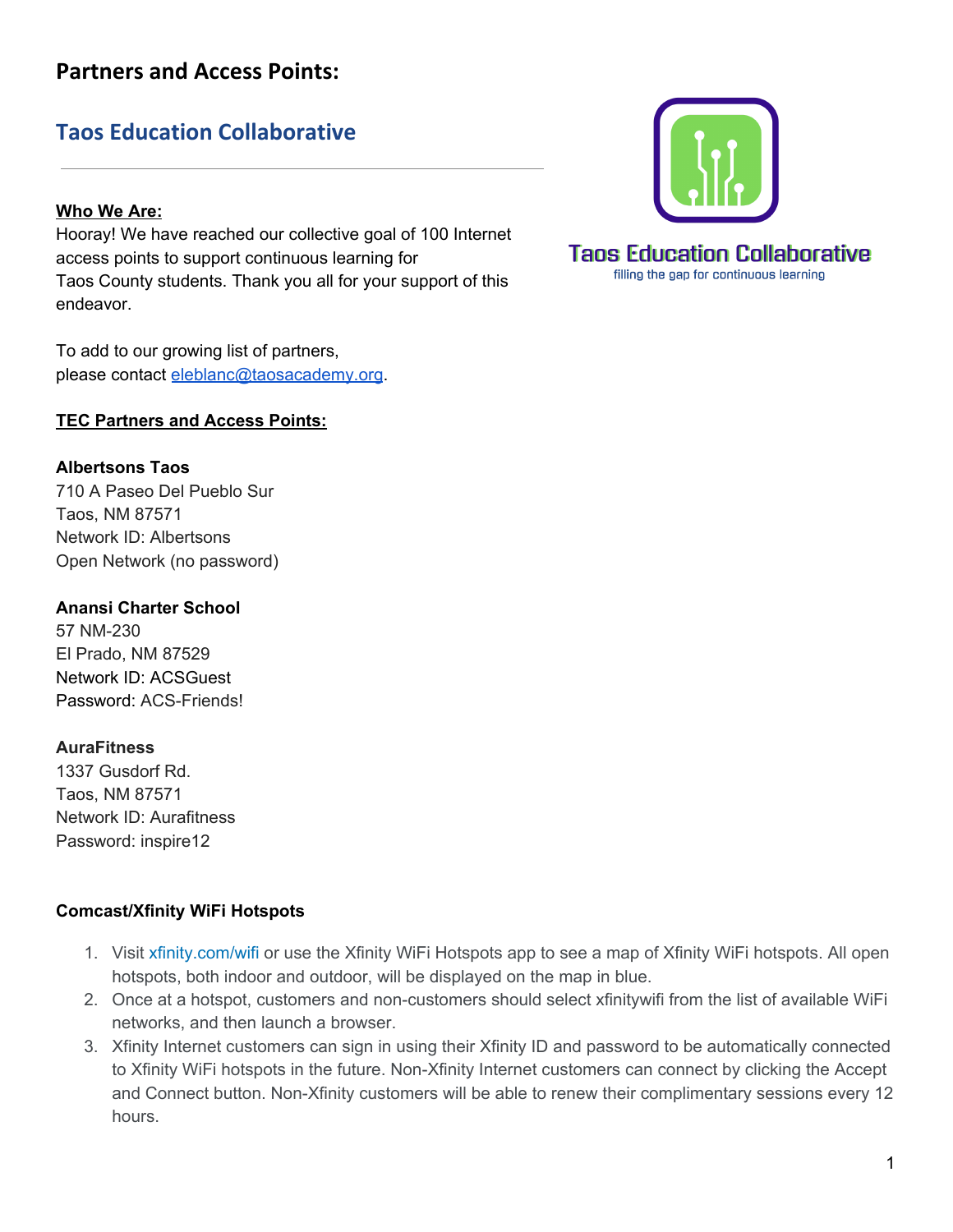# Partners and Access Points:

## Taos Education Collaborative

Taos Education Collaborative
filling the gap for continuous learning

---

**Who We Are:**

Hooray! We have reached our collective goal of 100 Internet access points to support continuous learning for Taos County students. Thank you all for your support of this endeavor.

To add to our growing list of partners, please contact eleblanc@taosacademy.org.

**TEC Partners and Access Points:**

**Albertsons Taos**
710 A Paseo Del Pueblo Sur
Taos, NM 87571
Network ID: Albertsons
Open Network (no password)

**Anansi Charter School**
57 NM-230
El Prado, NM 87529
Network ID: ACSGuest
Password: ACS-Friends!

**AuraFitness**
1337 Gusdorf Rd.
Taos, NM 87571
Network ID: Aurafitness
Password: inspire12

**Comcast/Xfinity WiFi Hotspots**

1. Visit xfinity.com/wifi or use the Xfinity WiFi Hotspots app to see a map of Xfinity WiFi hotspots. All open hotspots, both indoor and outdoor, will be displayed on the map in blue.
2. Once at a hotspot, customers and non-customers should select xfinitywifi from the list of available WiFi networks, and then launch a browser.
3. Xfinity Internet customers can sign in using their Xfinity ID and password to be automatically connected to Xfinity WiFi hotspots in the future. Non-Xfinity Internet customers can connect by clicking the Accept and Connect button. Non-Xfinity customers will be able to renew their complimentary sessions every 12 hours.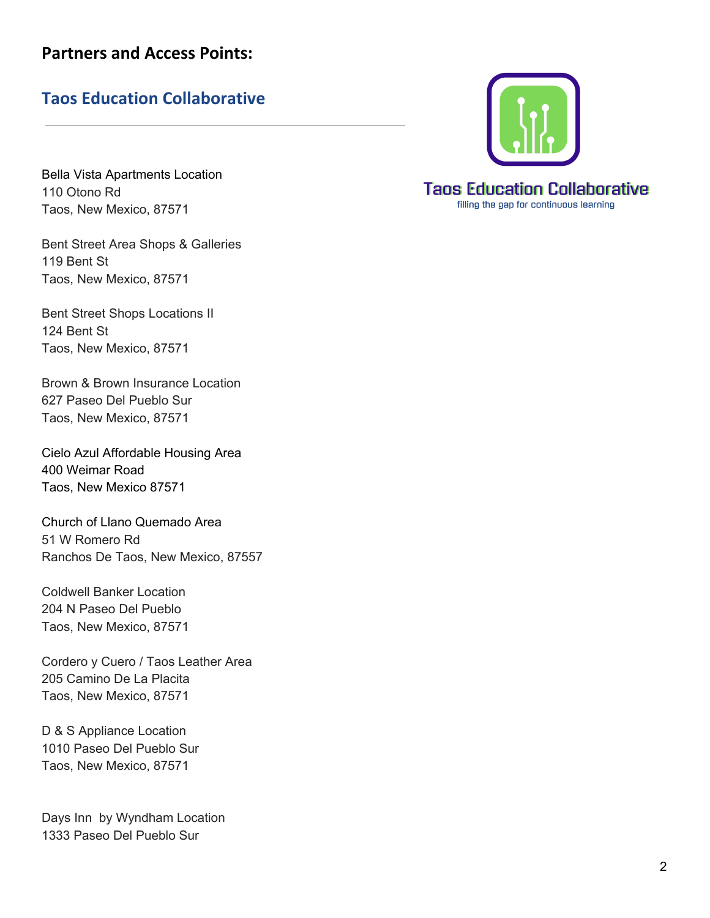## Partners and Access Points:

### Taos Education Collaborative

Taos Education Collaborative
filling the gap for continuous learning

Bella Vista Apartments Location
110 Otono Rd
Taos, New Mexico, 87571

Bent Street Area Shops & Galleries
119 Bent St
Taos, New Mexico, 87571

Bent Street Shops Locations II
124 Bent St
Taos, New Mexico, 87571

Brown & Brown Insurance Location
627 Paseo Del Pueblo Sur
Taos, New Mexico, 87571

Cielo Azul Affordable Housing Area
400 Weimar Road
Taos, New Mexico 87571

Church of Llano Quemado Area
51 W Romero Rd
Ranchos De Taos, New Mexico, 87557

Coldwell Banker Location
204 N Paseo Del Pueblo
Taos, New Mexico, 87571

Cordero y Cuero / Taos Leather Area
205 Camino De La Placita
Taos, New Mexico, 87571

D & S Appliance Location
1010 Paseo Del Pueblo Sur
Taos, New Mexico, 87571

Days Inn by Wyndham Location
1333 Paseo Del Pueblo Sur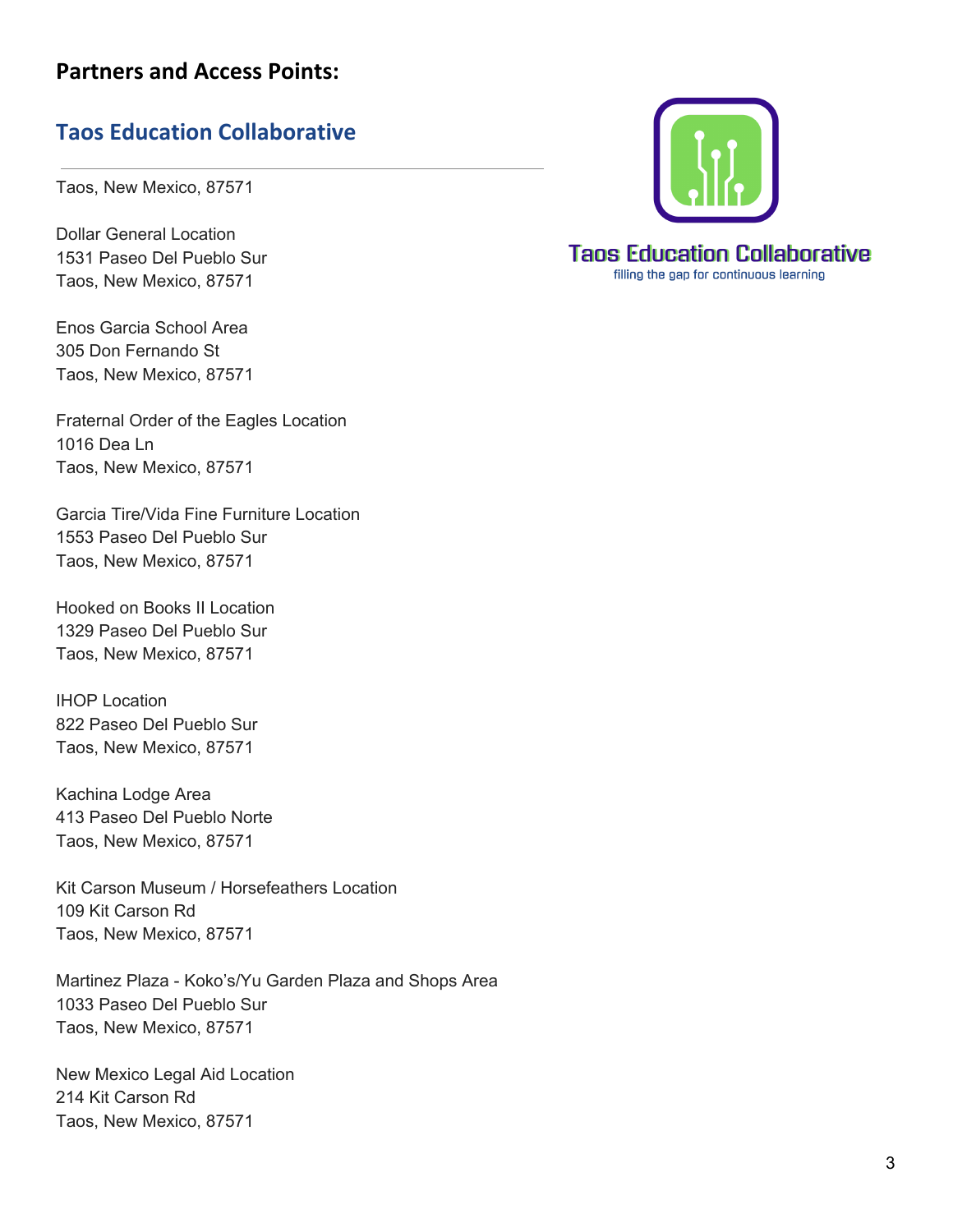## Partners and Access Points:

### Taos Education Collaborative

Taos, New Mexico, 87571

Dollar General Location
1531 Paseo Del Pueblo Sur
Taos, New Mexico, 87571

Enos Garcia School Area
305 Don Fernando St
Taos, New Mexico, 87571

Fraternal Order of the Eagles Location
1016 Dea Ln
Taos, New Mexico, 87571

Garcia Tire/Vida Fine Furniture Location
1553 Paseo Del Pueblo Sur
Taos, New Mexico, 87571

Hooked on Books II Location
1329 Paseo Del Pueblo Sur
Taos, New Mexico, 87571

IHOP Location
822 Paseo Del Pueblo Sur
Taos, New Mexico, 87571

Kachina Lodge Area
413 Paseo Del Pueblo Norte
Taos, New Mexico, 87571

Kit Carson Museum / Horsefeathers Location
109 Kit Carson Rd
Taos, New Mexico, 87571

Martinez Plaza - Koko's/Yu Garden Plaza and Shops Area
1033 Paseo Del Pueblo Sur
Taos, New Mexico, 87571

New Mexico Legal Aid Location
214 Kit Carson Rd
Taos, New Mexico, 87571

Taos Education Collaborative
filling the gap for continuous learning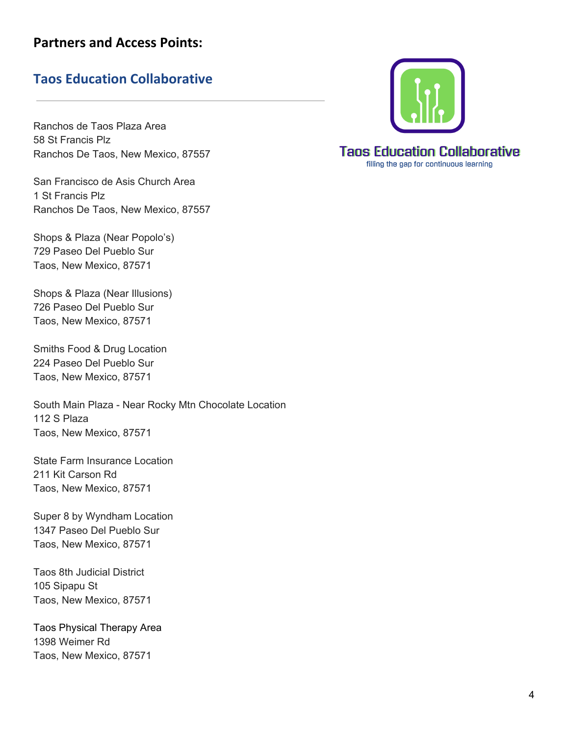## Partners and Access Points:

### Taos Education Collaborative

Taos Education Collaborative
filling the gap for continuous learning

Ranchos de Taos Plaza Area
58 St Francis Plz
Ranchos De Taos, New Mexico, 87557

San Francisco de Asis Church Area
1 St Francis Plz
Ranchos De Taos, New Mexico, 87557

Shops & Plaza (Near Popolo's)
729 Paseo Del Pueblo Sur
Taos, New Mexico, 87571

Shops & Plaza (Near Illusions)
726 Paseo Del Pueblo Sur
Taos, New Mexico, 87571

Smiths Food & Drug Location
224 Paseo Del Pueblo Sur
Taos, New Mexico, 87571

South Main Plaza - Near Rocky Mtn Chocolate Location
112 S Plaza
Taos, New Mexico, 87571

State Farm Insurance Location
211 Kit Carson Rd
Taos, New Mexico, 87571

Super 8 by Wyndham Location
1347 Paseo Del Pueblo Sur
Taos, New Mexico, 87571

Taos 8th Judicial District
105 Sipapu St
Taos, New Mexico, 87571

Taos Physical Therapy Area
1398 Weimer Rd
Taos, New Mexico, 87571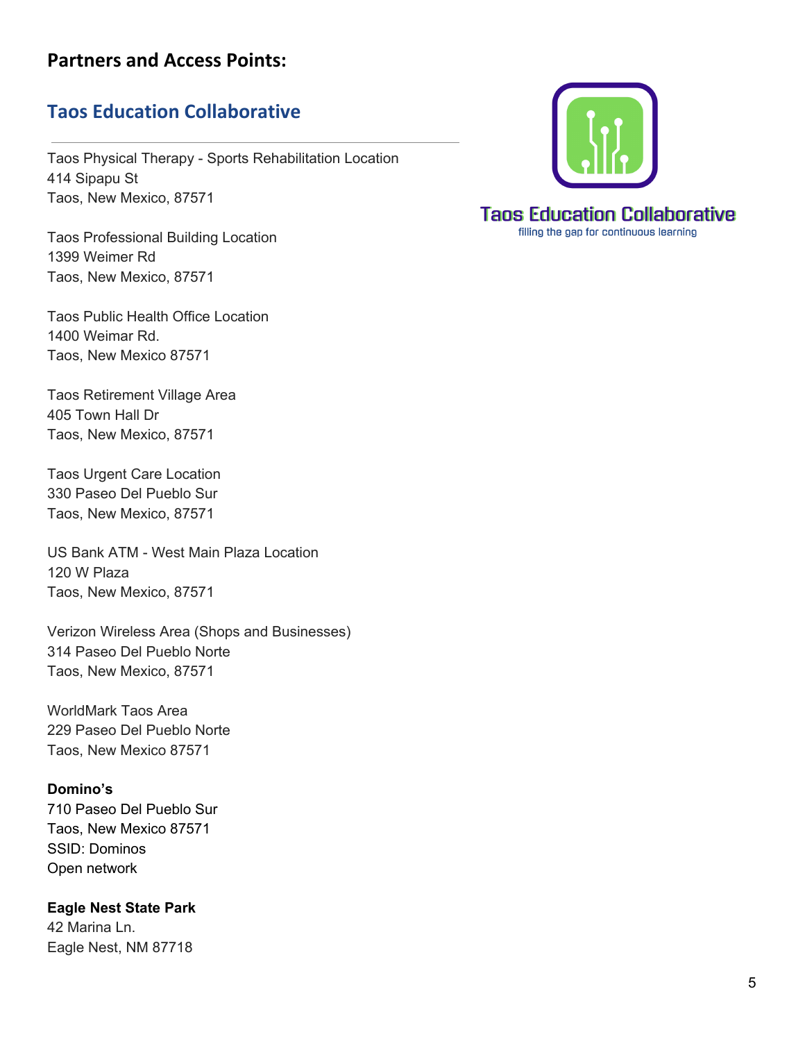## Partners and Access Points:

### Taos Education Collaborative

Taos Education Collaborative
filling the gap for continuous learning

Taos Physical Therapy - Sports Rehabilitation Location
414 Sipapu St
Taos, New Mexico, 87571

Taos Professional Building Location
1399 Weimer Rd
Taos, New Mexico, 87571

Taos Public Health Office Location
1400 Weimar Rd.
Taos, New Mexico 87571

Taos Retirement Village Area
405 Town Hall Dr
Taos, New Mexico, 87571

Taos Urgent Care Location
330 Paseo Del Pueblo Sur
Taos, New Mexico, 87571

US Bank ATM - West Main Plaza Location
120 W Plaza
Taos, New Mexico, 87571

Verizon Wireless Area (Shops and Businesses)
314 Paseo Del Pueblo Norte
Taos, New Mexico, 87571

WorldMark Taos Area
229 Paseo Del Pueblo Norte
Taos, New Mexico 87571

**Domino's**
710 Paseo Del Pueblo Sur
Taos, New Mexico 87571
SSID: Dominos
Open network

**Eagle Nest State Park**
42 Marina Ln.
Eagle Nest, NM 87718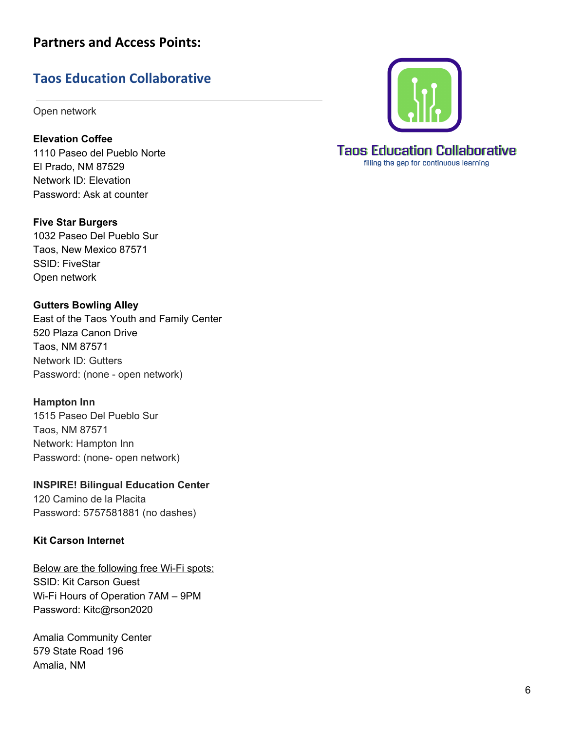# Partners and Access Points:

## Taos Education Collaborative

Taos Education Collaborative
filling the gap for continuous learning

---

Open network

**Elevation Coffee**
1110 Paseo del Pueblo Norte
El Prado, NM 87529
Network ID: Elevation
Password: Ask at counter

**Five Star Burgers**
1032 Paseo Del Pueblo Sur
Taos, New Mexico 87571
SSID: FiveStar
Open network

**Gutters Bowling Alley**
East of the Taos Youth and Family Center
520 Plaza Canon Drive
Taos, NM 87571
Network ID: Gutters
Password: (none - open network)

**Hampton Inn**
1515 Paseo Del Pueblo Sur
Taos, NM 87571
Network: Hampton Inn
Password: (none- open network)

**INSPIRE! Bilingual Education Center**
120 Camino de la Placita
Password: 5757581881 (no dashes)

**Kit Carson Internet**

<u>Below are the following free Wi-Fi spots:</u>
SSID: Kit Carson Guest
Wi-Fi Hours of Operation 7AM – 9PM
Password: Kitc@rson2020

Amalia Community Center
579 State Road 196
Amalia, NM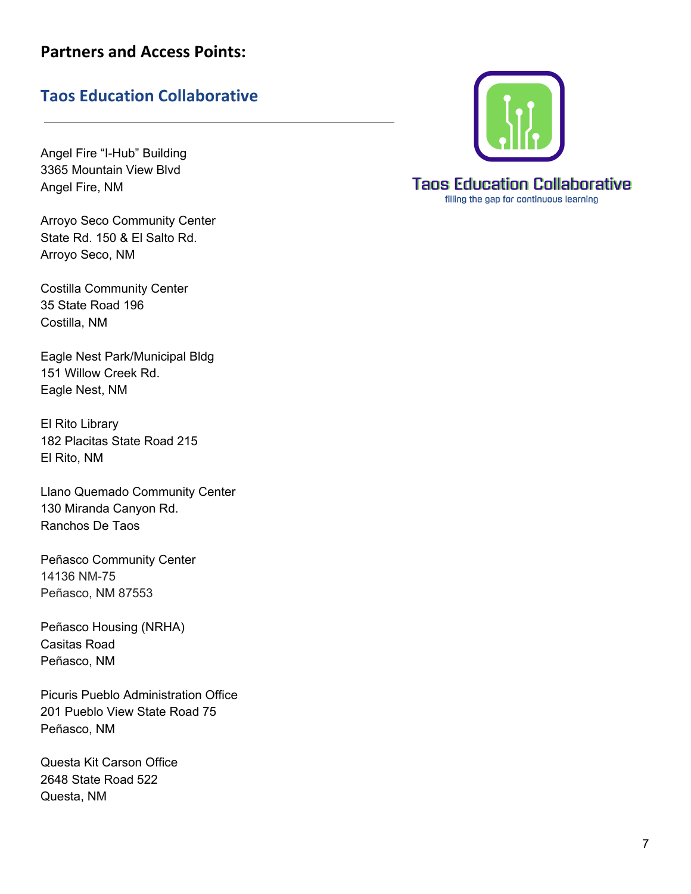## Partners and Access Points:

### Taos Education Collaborative

Angel Fire "I-Hub" Building
3365 Mountain View Blvd
Angel Fire, NM

Arroyo Seco Community Center
State Rd. 150 & El Salto Rd.
Arroyo Seco, NM

Costilla Community Center
35 State Road 196
Costilla, NM

Eagle Nest Park/Municipal Bldg
151 Willow Creek Rd.
Eagle Nest, NM

El Rito Library
182 Placitas State Road 215
El Rito, NM

Llano Quemado Community Center
130 Miranda Canyon Rd.
Ranchos De Taos

Peñasco Community Center
14136 NM-75
Peñasco, NM 87553

Peñasco Housing (NRHA)
Casitas Road
Peñasco, NM

Picuris Pueblo Administration Office
201 Pueblo View State Road 75
Peñasco, NM

Questa Kit Carson Office
2648 State Road 522
Questa, NM

Taos Education Collaborative
filling the gap for continuous learning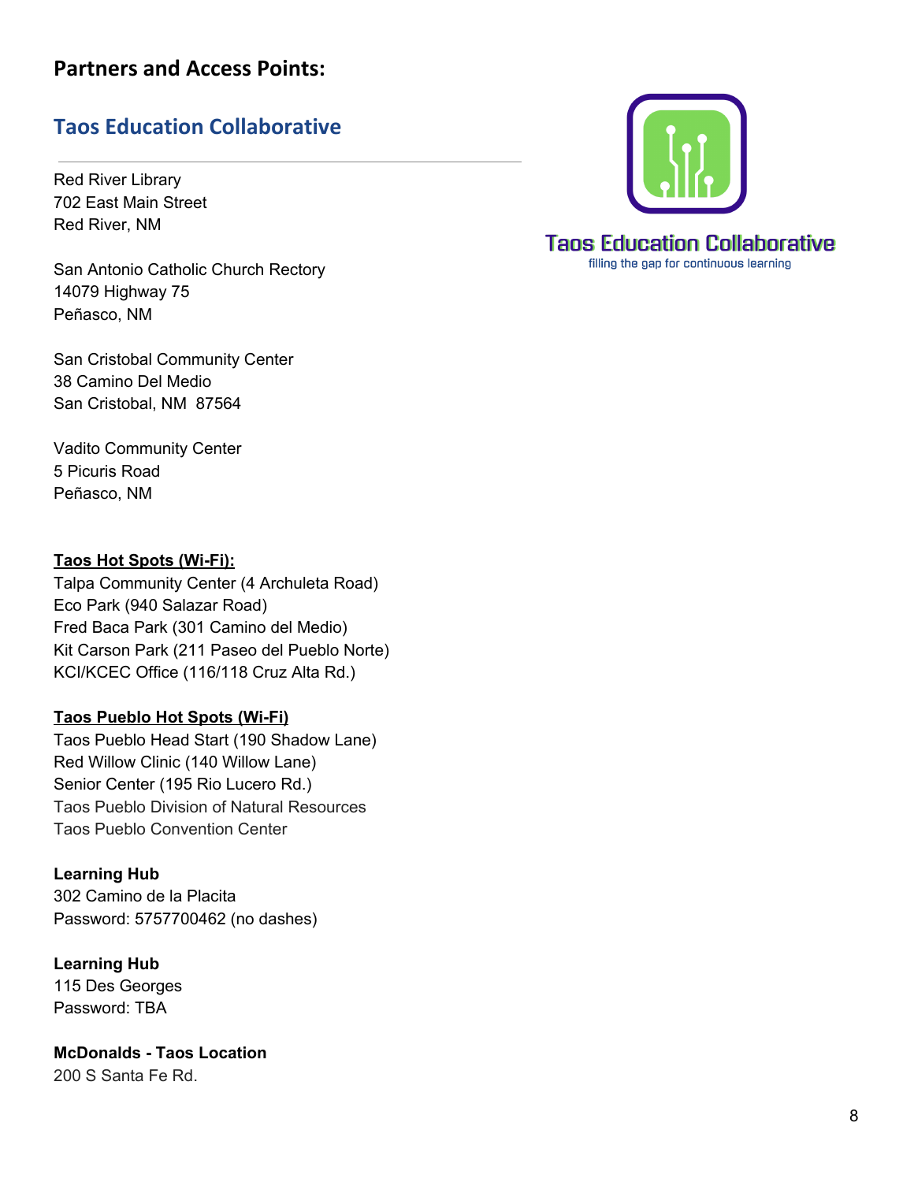## Partners and Access Points:

### Taos Education Collaborative

Taos Education Collaborative
filling the gap for continuous learning

Red River Library
702 East Main Street
Red River, NM

San Antonio Catholic Church Rectory
14079 Highway 75
Peñasco, NM

San Cristobal Community Center
38 Camino Del Medio
San Cristobal, NM 87564

Vadito Community Center
5 Picuris Road
Peñasco, NM

**Taos Hot Spots (Wi-Fi):**
Talpa Community Center (4 Archuleta Road)
Eco Park (940 Salazar Road)
Fred Baca Park (301 Camino del Medio)
Kit Carson Park (211 Paseo del Pueblo Norte)
KCI/KCEC Office (116/118 Cruz Alta Rd.)

**Taos Pueblo Hot Spots (Wi-Fi)**
Taos Pueblo Head Start (190 Shadow Lane)
Red Willow Clinic (140 Willow Lane)
Senior Center (195 Rio Lucero Rd.)
Taos Pueblo Division of Natural Resources
Taos Pueblo Convention Center

**Learning Hub**
302 Camino de la Placita
Password: 5757700462 (no dashes)

**Learning Hub**
115 Des Georges
Password: TBA

**McDonalds - Taos Location**
200 S Santa Fe Rd.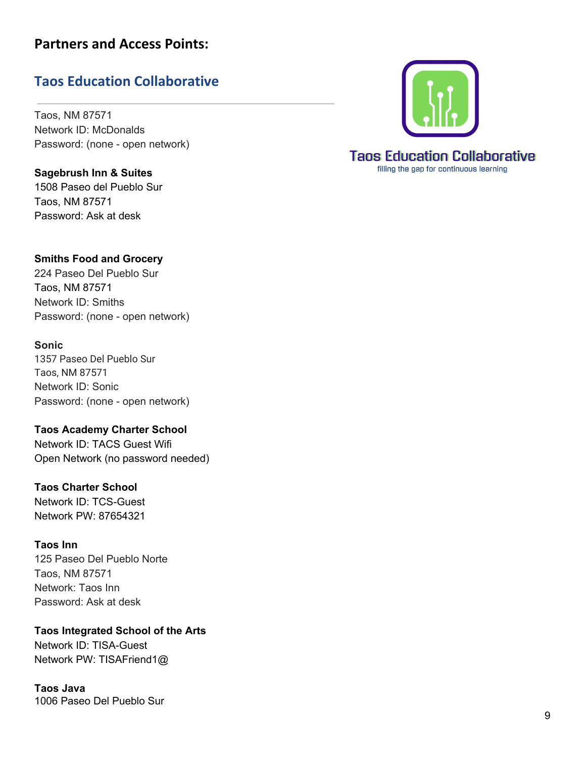## Partners and Access Points:

### Taos Education Collaborative

Taos, NM 87571
Network ID: McDonalds
Password: (none - open network)

**Sagebrush Inn & Suites**
1508 Paseo del Pueblo Sur
Taos, NM 87571
Password: Ask at desk

**Smiths Food and Grocery**
224 Paseo Del Pueblo Sur
Taos, NM 87571
Network ID: Smiths
Password: (none - open network)

**Sonic**
1357 Paseo Del Pueblo Sur
Taos, NM 87571
Network ID: Sonic
Password: (none - open network)

**Taos Academy Charter School**
Network ID: TACS Guest Wifi
Open Network (no password needed)

**Taos Charter School**
Network ID: TCS-Guest
Network PW: 87654321

**Taos Inn**
125 Paseo Del Pueblo Norte
Taos, NM 87571
Network: Taos Inn
Password: Ask at desk

**Taos Integrated School of the Arts**
Network ID: TISA-Guest
Network PW: TISAFriend1@

**Taos Java**
1006 Paseo Del Pueblo Sur

Taos Education Collaborative
filling the gap for continuous learning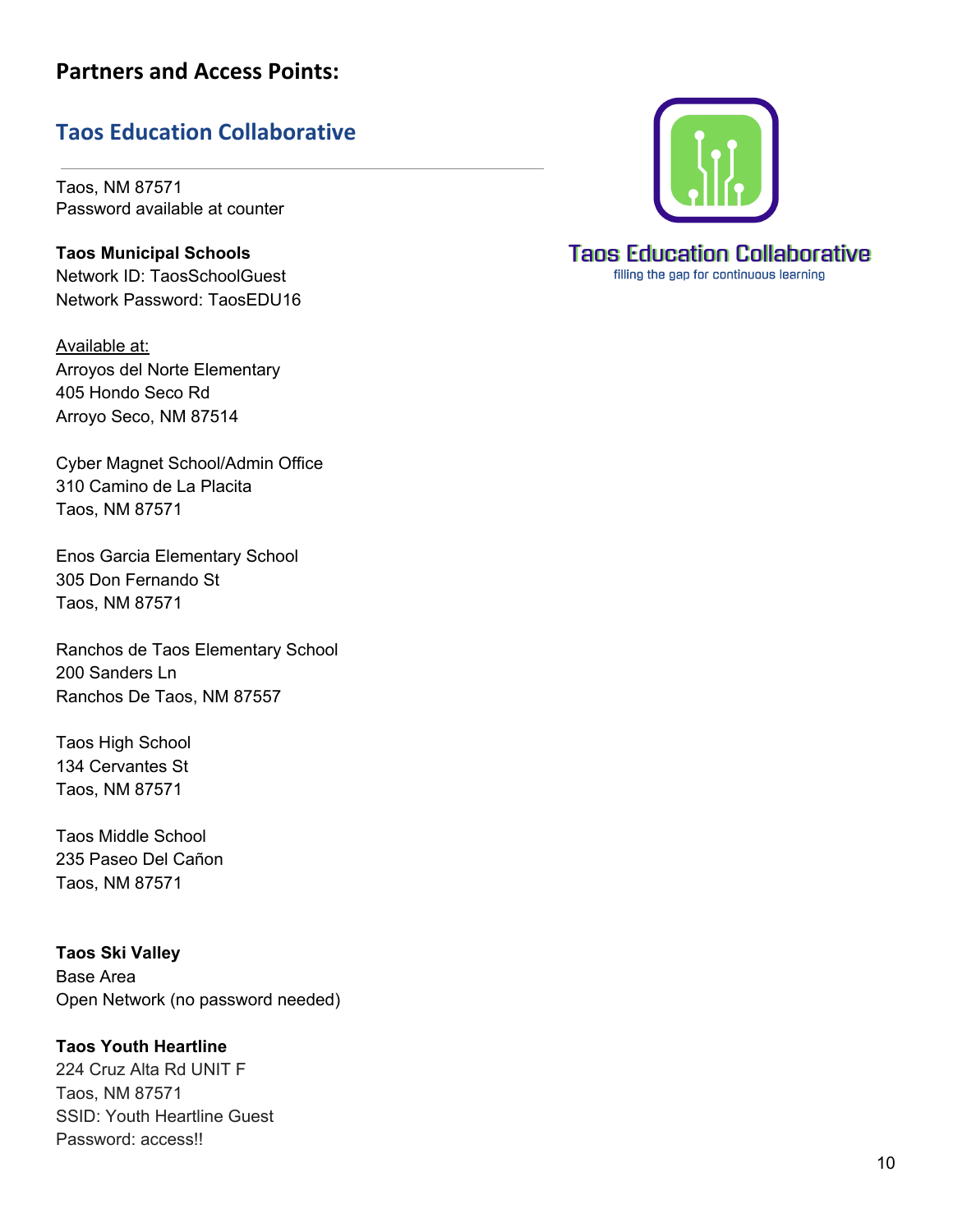## Partners and Access Points:

### Taos Education Collaborative

Taos, NM 87571
Password available at counter

**Taos Municipal Schools**
Network ID: TaosSchoolGuest
Network Password: TaosEDU16

Available at:
Arroyos del Norte Elementary
405 Hondo Seco Rd
Arroyo Seco, NM 87514

Cyber Magnet School/Admin Office
310 Camino de La Placita
Taos, NM 87571

Enos Garcia Elementary School
305 Don Fernando St
Taos, NM 87571

Ranchos de Taos Elementary School
200 Sanders Ln
Ranchos De Taos, NM 87557

Taos High School
134 Cervantes St
Taos, NM 87571

Taos Middle School
235 Paseo Del Cañon
Taos, NM 87571

**Taos Ski Valley**
Base Area
Open Network (no password needed)

**Taos Youth Heartline**
224 Cruz Alta Rd UNIT F
Taos, NM 87571
SSID: Youth Heartline Guest
Password: access!!

Taos Education Collaborative
filling the gap for continuous learning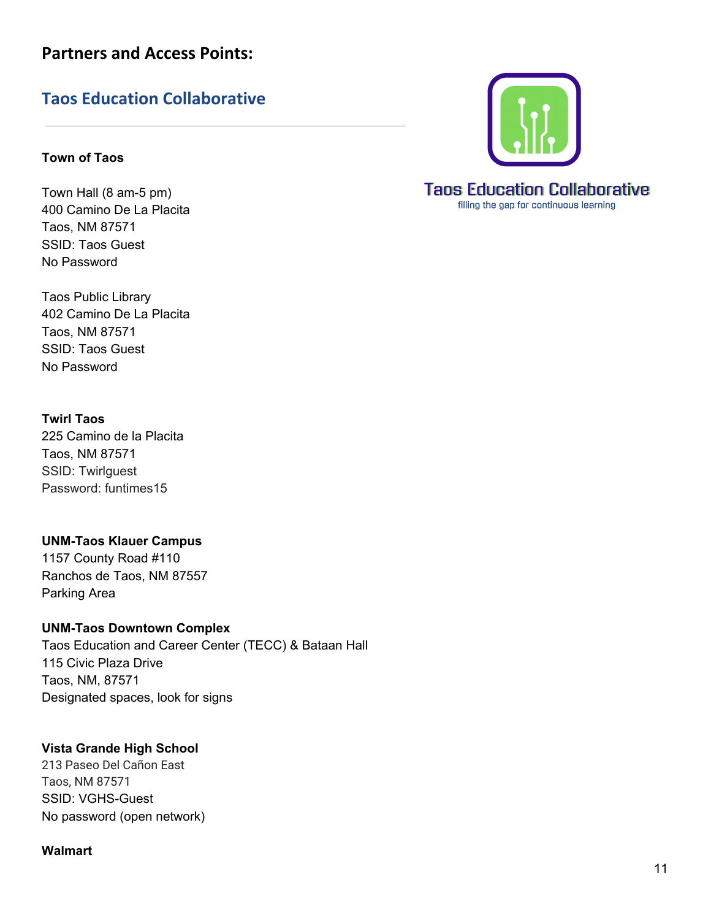## Partners and Access Points:

### Taos Education Collaborative

---

**Town of Taos**

Town Hall (8 am-5 pm)
400 Camino De La Placita
Taos, NM 87571
SSID: Taos Guest
No Password

Taos Public Library
402 Camino De La Placita
Taos, NM 87571
SSID: Taos Guest
No Password

**Twirl Taos**
225 Camino de la Placita
Taos, NM 87571
SSID: Twirlguest
Password: funtimes15

**UNM-Taos Klauer Campus**
1157 County Road #110
Ranchos de Taos, NM 87557
Parking Area

**UNM-Taos Downtown Complex**
Taos Education and Career Center (TECC) & Bataan Hall
115 Civic Plaza Drive
Taos, NM, 87571
Designated spaces, look for signs

**Vista Grande High School**
213 Paseo Del Cañon East
Taos, NM 87571
SSID: VGHS-Guest
No password (open network)

**Walmart**

Taos Education Collaborative
filling the gap for continuous learning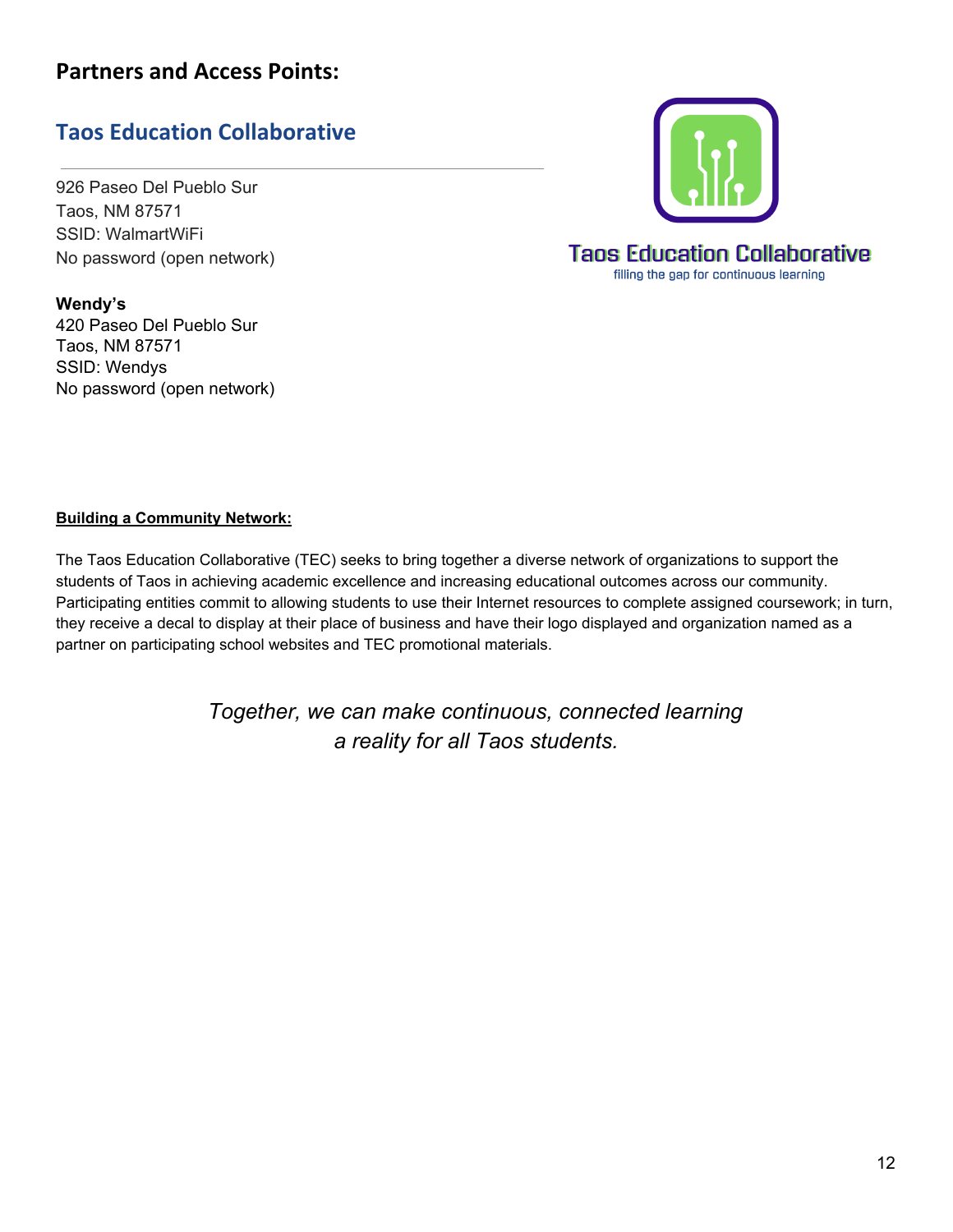# Partners and Access Points:

## Taos Education Collaborative

926 Paseo Del Pueblo Sur
Taos, NM 87571
SSID: WalmartWiFi
No password (open network)

**Wendy's**
420 Paseo Del Pueblo Sur
Taos, NM 87571
SSID: Wendys
No password (open network)

Taos Education Collaborative
filling the gap for continuous learning

**Building a Community Network:**

The Taos Education Collaborative (TEC) seeks to bring together a diverse network of organizations to support the students of Taos in achieving academic excellence and increasing educational outcomes across our community. Participating entities commit to allowing students to use their Internet resources to complete assigned coursework; in turn, they receive a decal to display at their place of business and have their logo displayed and organization named as a partner on participating school websites and TEC promotional materials.

*Together, we can make continuous, connected learning a reality for all Taos students.*